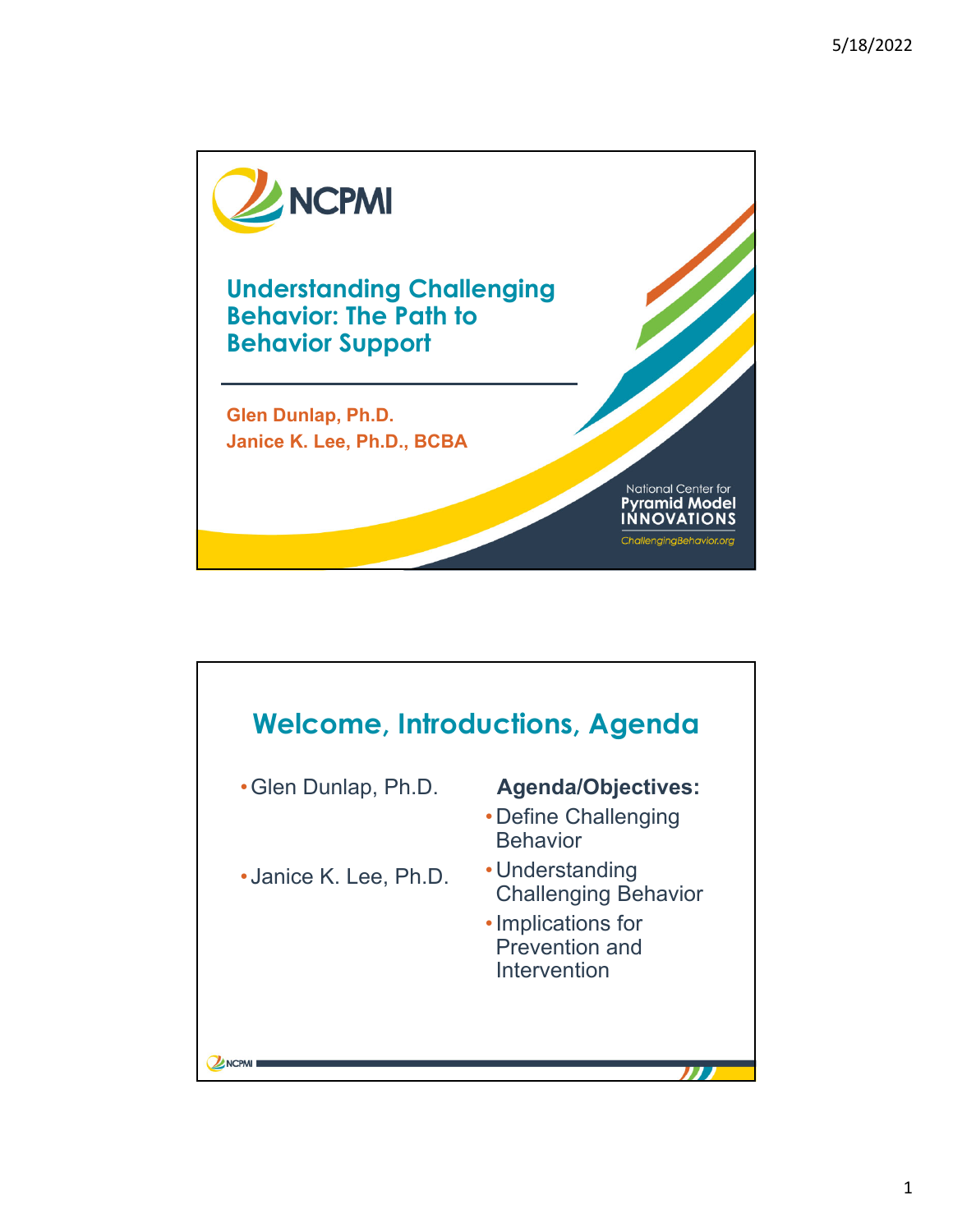# Understanding Challenging Behavior: The Path to Behavior Support

**Glen Dunlap, Ph.D.**
**Janice K. Lee, Ph.D., BCBA**

National Center for Pyramid Model INNOVATIONS
ChallengingBehavior.org

## Welcome, Introductions, Agenda

- Glen Dunlap, Ph.D.
- Janice K. Lee, Ph.D.

**Agenda/Objectives:**

- Define Challenging Behavior
- Understanding Challenging Behavior
- Implications for Prevention and Intervention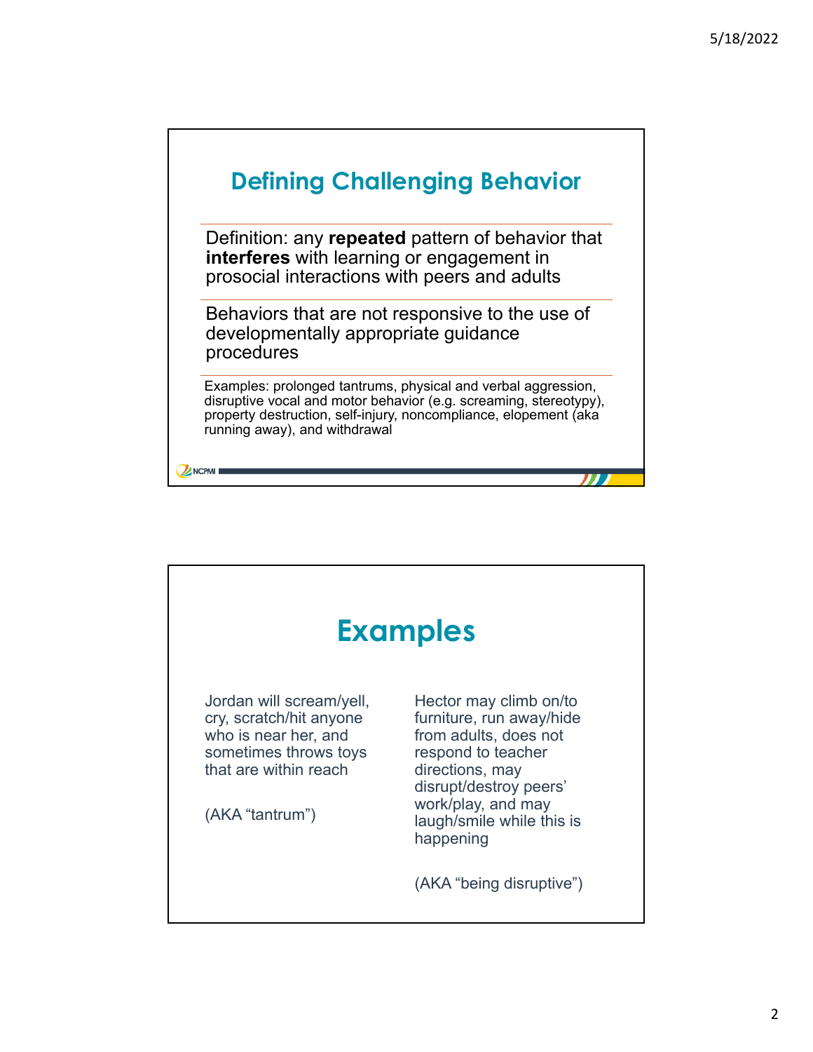## Defining Challenging Behavior

Definition: any **repeated** pattern of behavior that **interferes** with learning or engagement in prosocial interactions with peers and adults

Behaviors that are not responsive to the use of developmentally appropriate guidance procedures

Examples: prolonged tantrums, physical and verbal aggression, disruptive vocal and motor behavior (e.g. screaming, stereotypy), property destruction, self-injury, noncompliance, elopement (aka running away), and withdrawal

## Examples

Jordan will scream/yell, cry, scratch/hit anyone who is near her, and sometimes throws toys that are within reach

(AKA "tantrum")

Hector may climb on/to furniture, run away/hide from adults, does not respond to teacher directions, may disrupt/destroy peers' work/play, and may laugh/smile while this is happening

(AKA "being disruptive")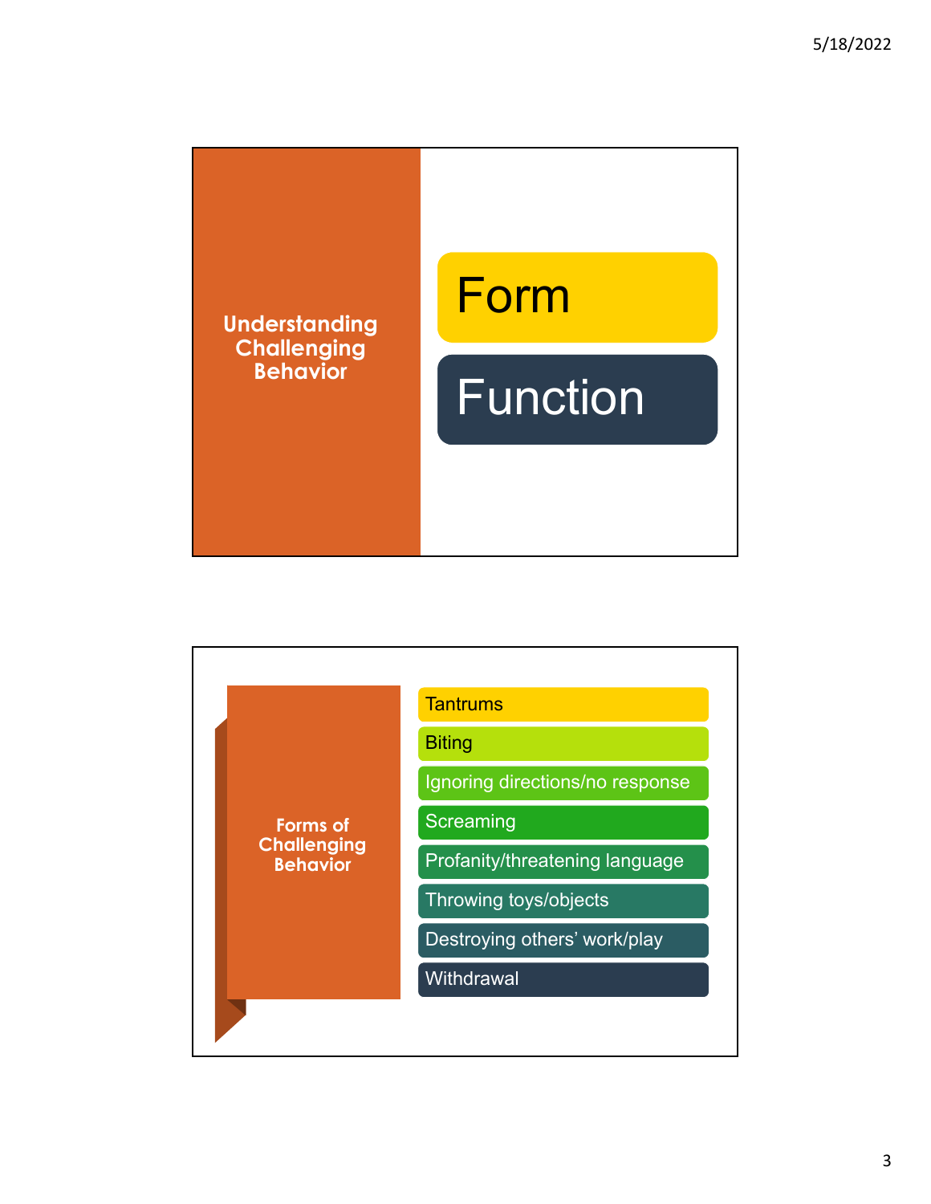## Understanding Challenging Behavior

- Form
- Function

## Forms of Challenging Behavior

- Tantrums
- Biting
- Ignoring directions/no response
- Screaming
- Profanity/threatening language
- Throwing toys/objects
- Destroying others' work/play
- Withdrawal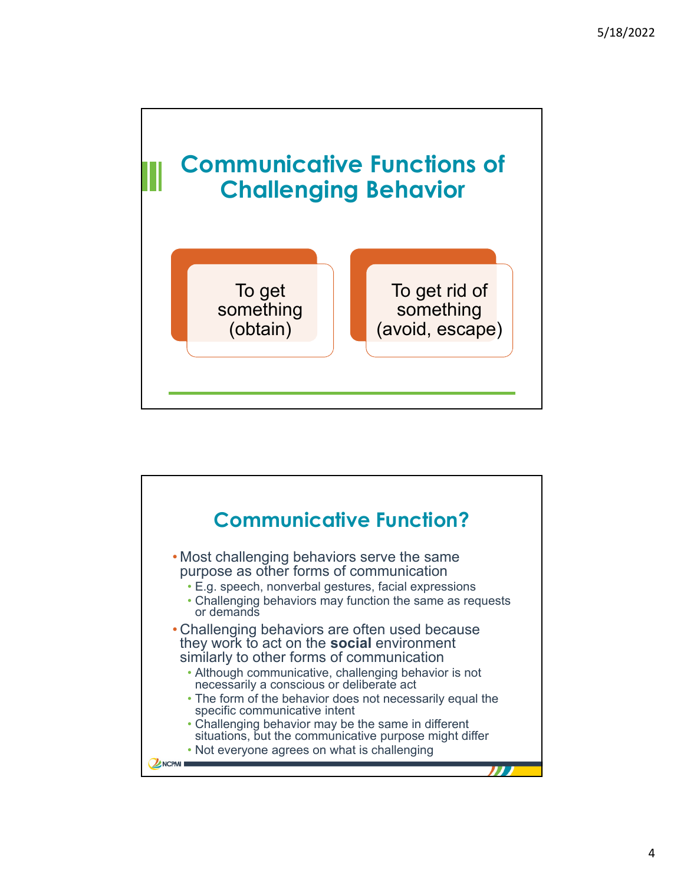## Communicative Functions of Challenging Behavior

- To get something (obtain)
- To get rid of something (avoid, escape)

## Communicative Function?

- Most challenging behaviors serve the same purpose as other forms of communication
  - E.g. speech, nonverbal gestures, facial expressions
  - Challenging behaviors may function the same as requests or demands
- Challenging behaviors are often used because they work to act on the **social** environment similarly to other forms of communication
  - Although communicative, challenging behavior is not necessarily a conscious or deliberate act
  - The form of the behavior does not necessarily equal the specific communicative intent
  - Challenging behavior may be the same in different situations, but the communicative purpose might differ
  - Not everyone agrees on what is challenging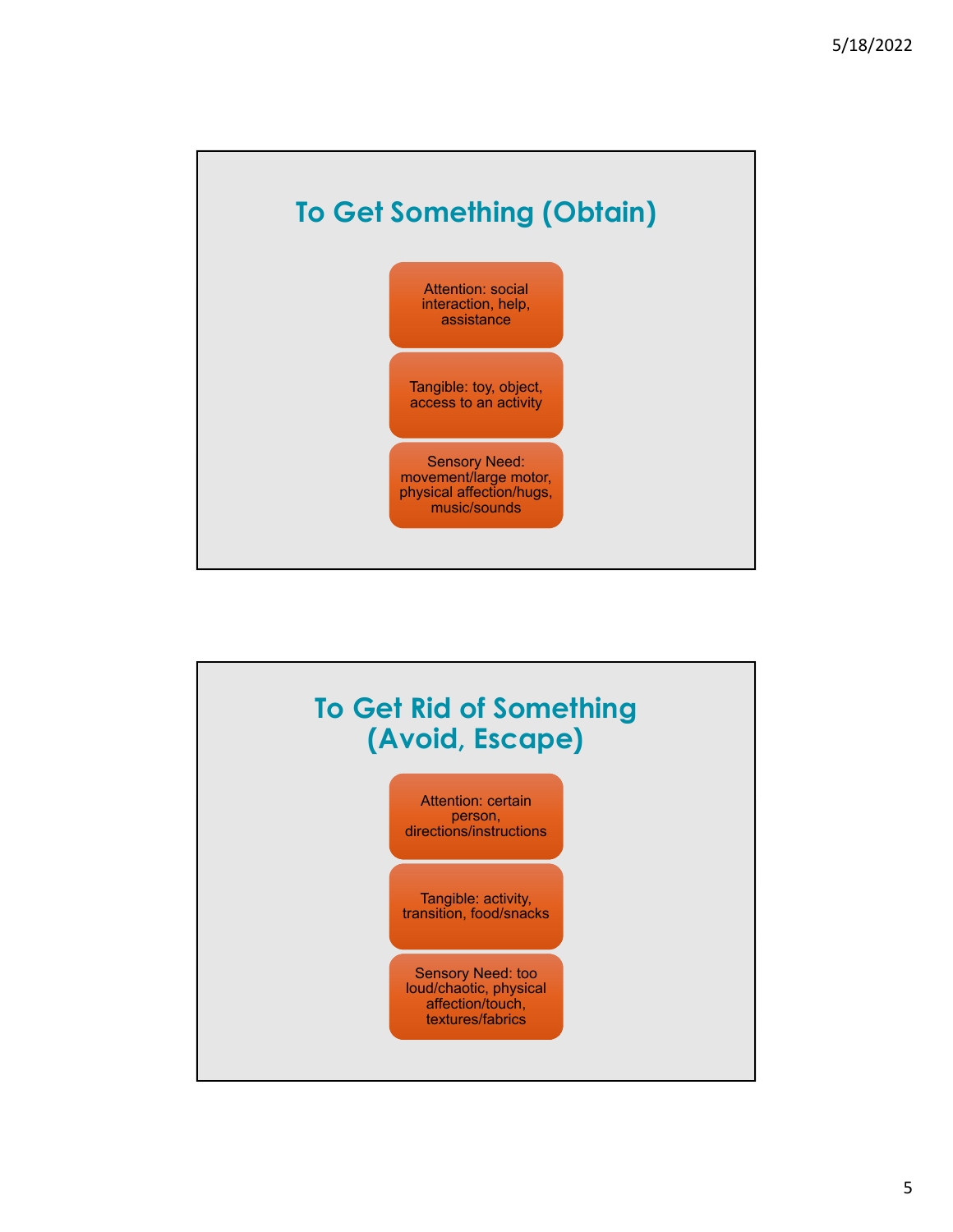## To Get Something (Obtain)

- Attention: social interaction, help, assistance
- Tangible: toy, object, access to an activity
- Sensory Need: movement/large motor, physical affection/hugs, music/sounds

## To Get Rid of Something (Avoid, Escape)

- Attention: certain person, directions/instructions
- Tangible: activity, transition, food/snacks
- Sensory Need: too loud/chaotic, physical affection/touch, textures/fabrics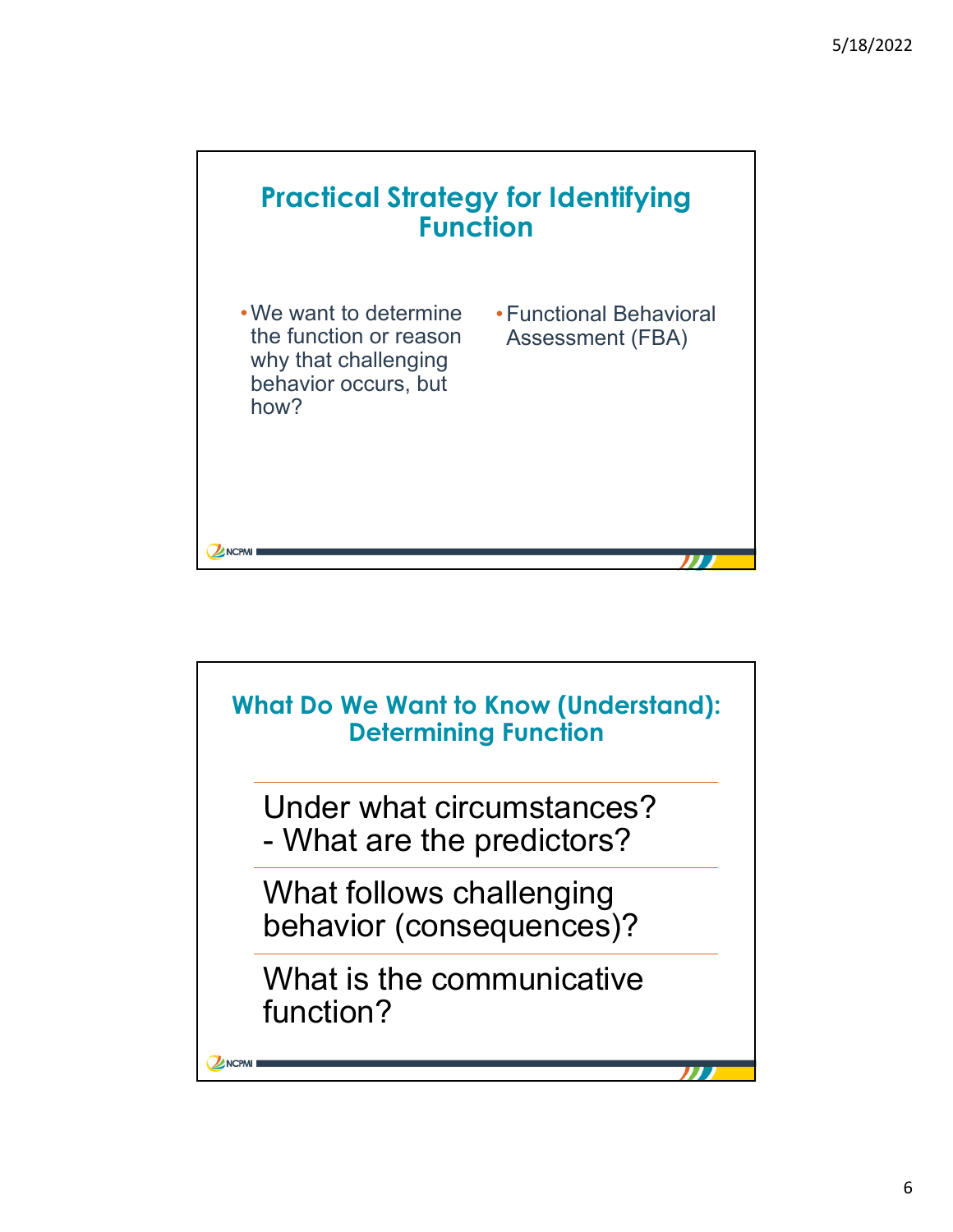## Practical Strategy for Identifying Function

- We want to determine the function or reason why that challenging behavior occurs, but how?
- Functional Behavioral Assessment (FBA)

## What Do We Want to Know (Understand): Determining Function

Under what circumstances?
- What are the predictors?

What follows challenging behavior (consequences)?

What is the communicative function?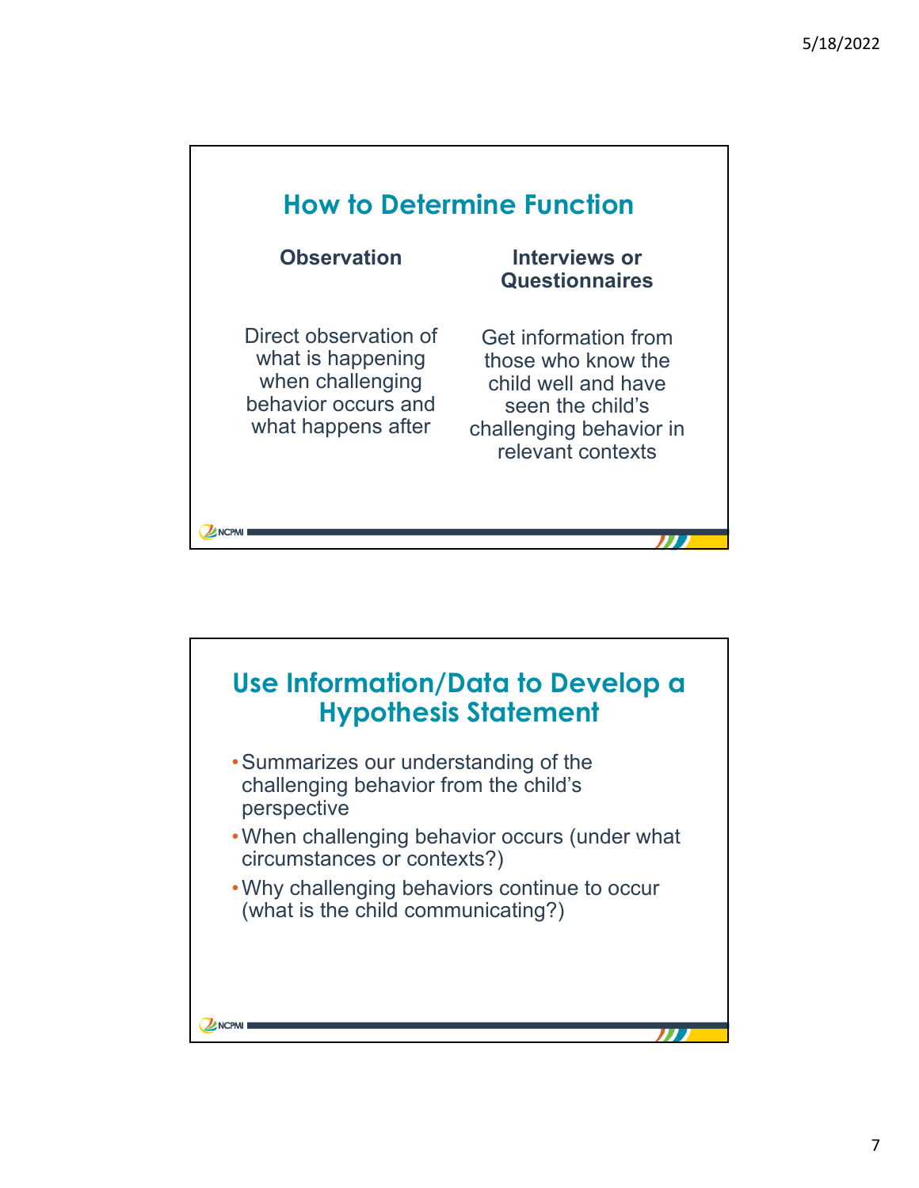## How to Determine Function

**Observation**

Direct observation of what is happening when challenging behavior occurs and what happens after

**Interviews or Questionnaires**

Get information from those who know the child well and have seen the child's challenging behavior in relevant contexts

## Use Information/Data to Develop a Hypothesis Statement

- Summarizes our understanding of the challenging behavior from the child's perspective
- When challenging behavior occurs (under what circumstances or contexts?)
- Why challenging behaviors continue to occur (what is the child communicating?)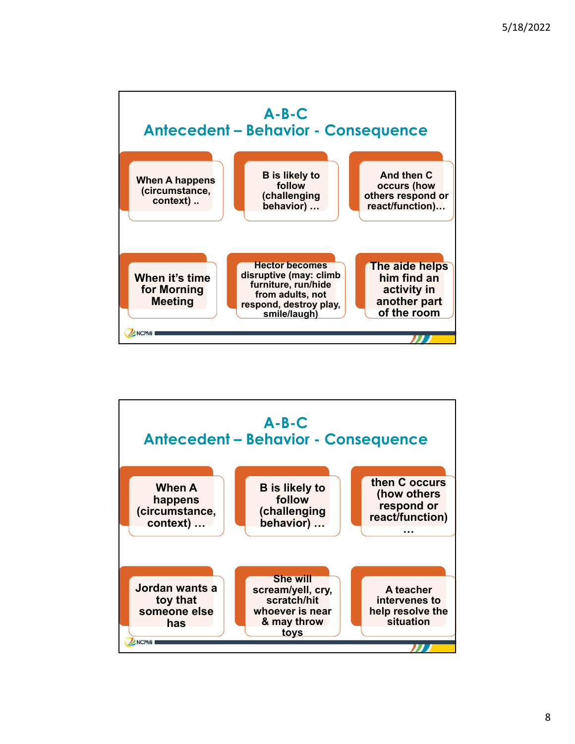## A-B-C
## Antecedent – Behavior - Consequence

| When A happens (circumstance, context) .. | B is likely to follow (challenging behavior) … | And then C occurs (how others respond or react/function)… |
|---|---|---|
| When it's time for Morning Meeting | Hector becomes disruptive (may: climb furniture, run/hide from adults, not respond, destroy play, smile/laugh) | The aide helps him find an activity in another part of the room |

## A-B-C
## Antecedent – Behavior - Consequence

| When A happens (circumstance, context) … | B is likely to follow (challenging behavior) … | then C occurs (how others respond or react/function) … |
|---|---|---|
| Jordan wants a toy that someone else has | She will scream/yell, cry, scratch/hit whoever is near & may throw toys | A teacher intervenes to help resolve the situation |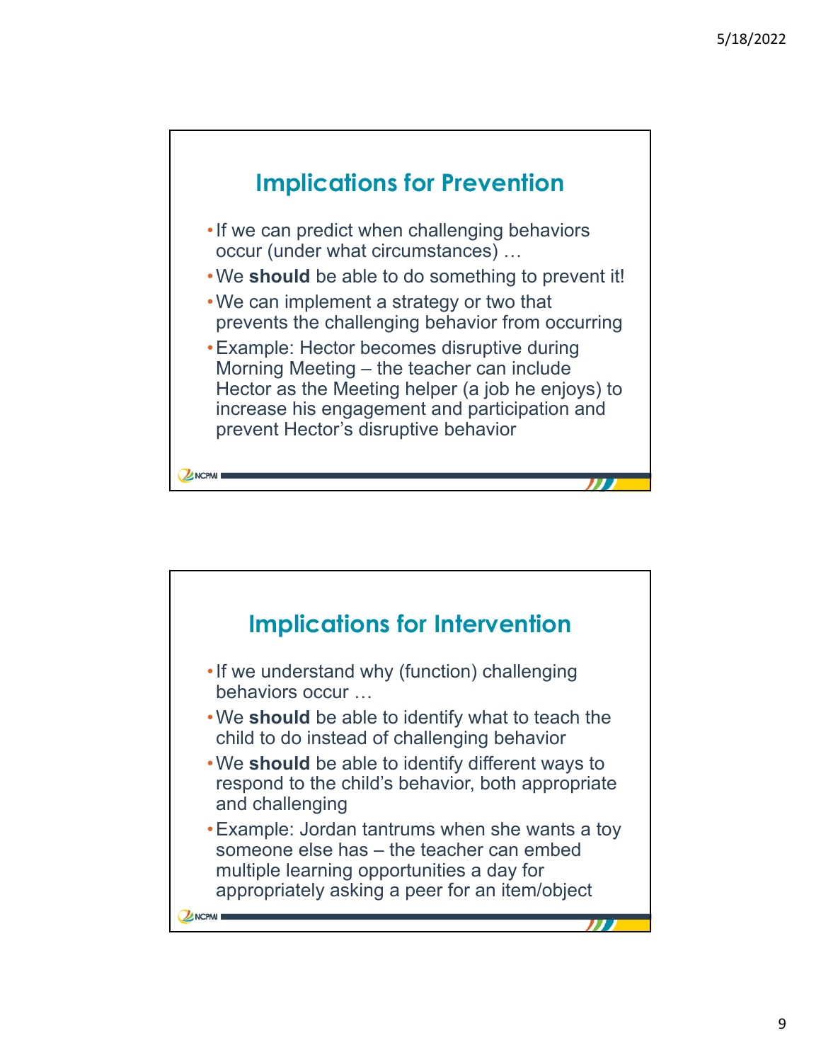## Implications for Prevention

- If we can predict when challenging behaviors occur (under what circumstances) …
- We **should** be able to do something to prevent it!
- We can implement a strategy or two that prevents the challenging behavior from occurring
- Example: Hector becomes disruptive during Morning Meeting – the teacher can include Hector as the Meeting helper (a job he enjoys) to increase his engagement and participation and prevent Hector's disruptive behavior

## Implications for Intervention

- If we understand why (function) challenging behaviors occur …
- We **should** be able to identify what to teach the child to do instead of challenging behavior
- We **should** be able to identify different ways to respond to the child's behavior, both appropriate and challenging
- Example: Jordan tantrums when she wants a toy someone else has – the teacher can embed multiple learning opportunities a day for appropriately asking a peer for an item/object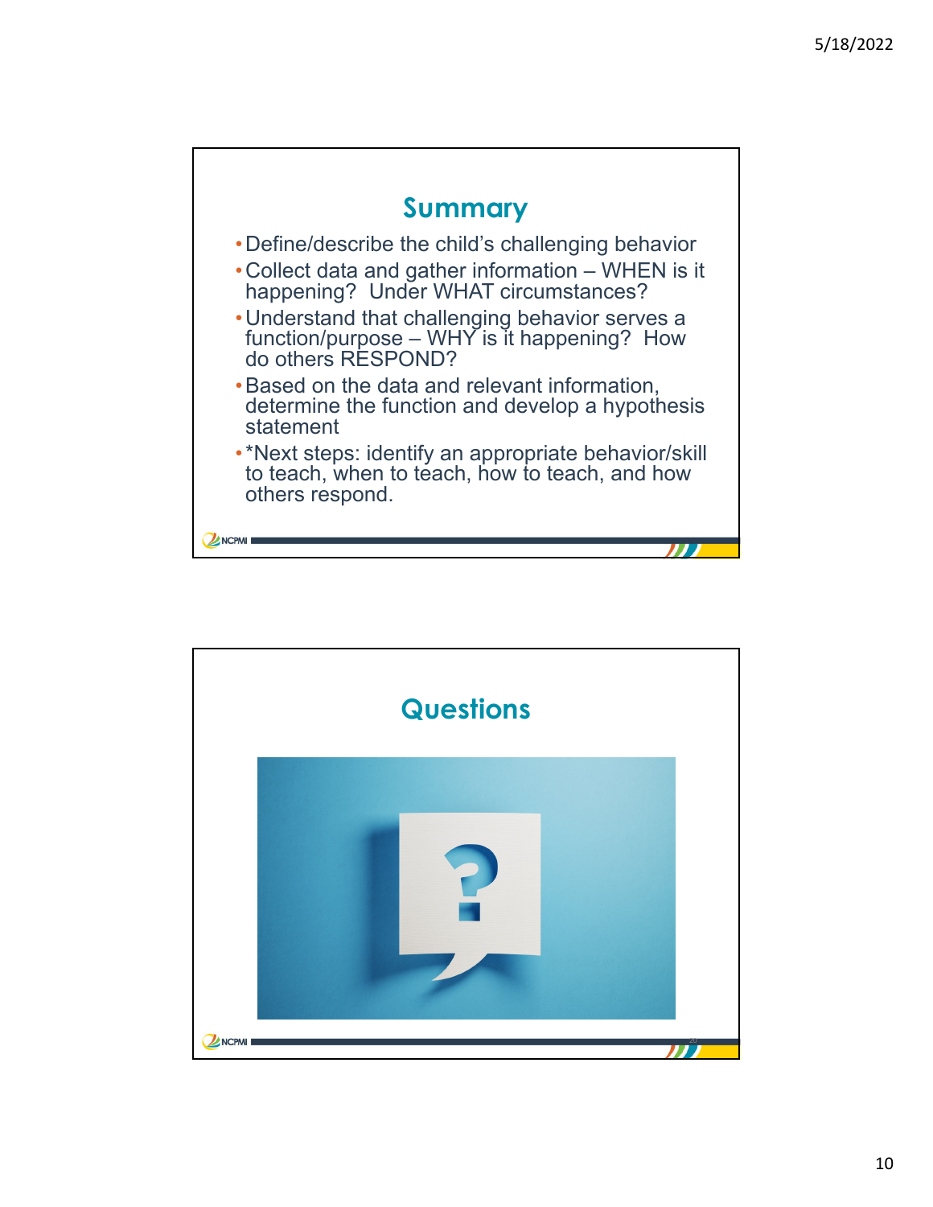## Summary

- Define/describe the child's challenging behavior
- Collect data and gather information – WHEN is it happening? Under WHAT circumstances?
- Understand that challenging behavior serves a function/purpose – WHY is it happening? How do others RESPOND?
- Based on the data and relevant information, determine the function and develop a hypothesis statement
- *Next steps: identify an appropriate behavior/skill to teach, when to teach, how to teach, and how others respond.

## Questions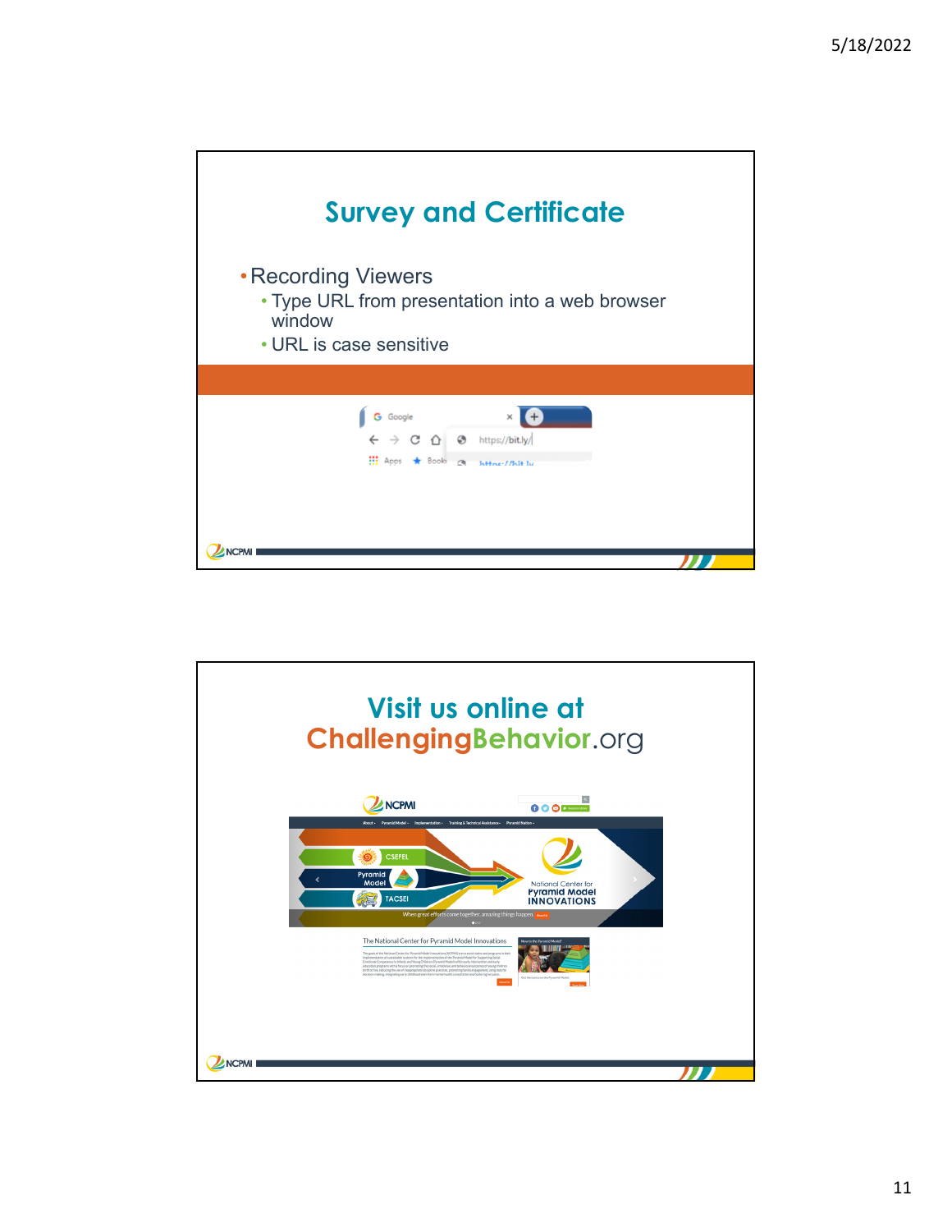## Survey and Certificate

- Recording Viewers
  - Type URL from presentation into a web browser window
  - URL is case sensitive

## Visit us online at ChallengingBehavior.org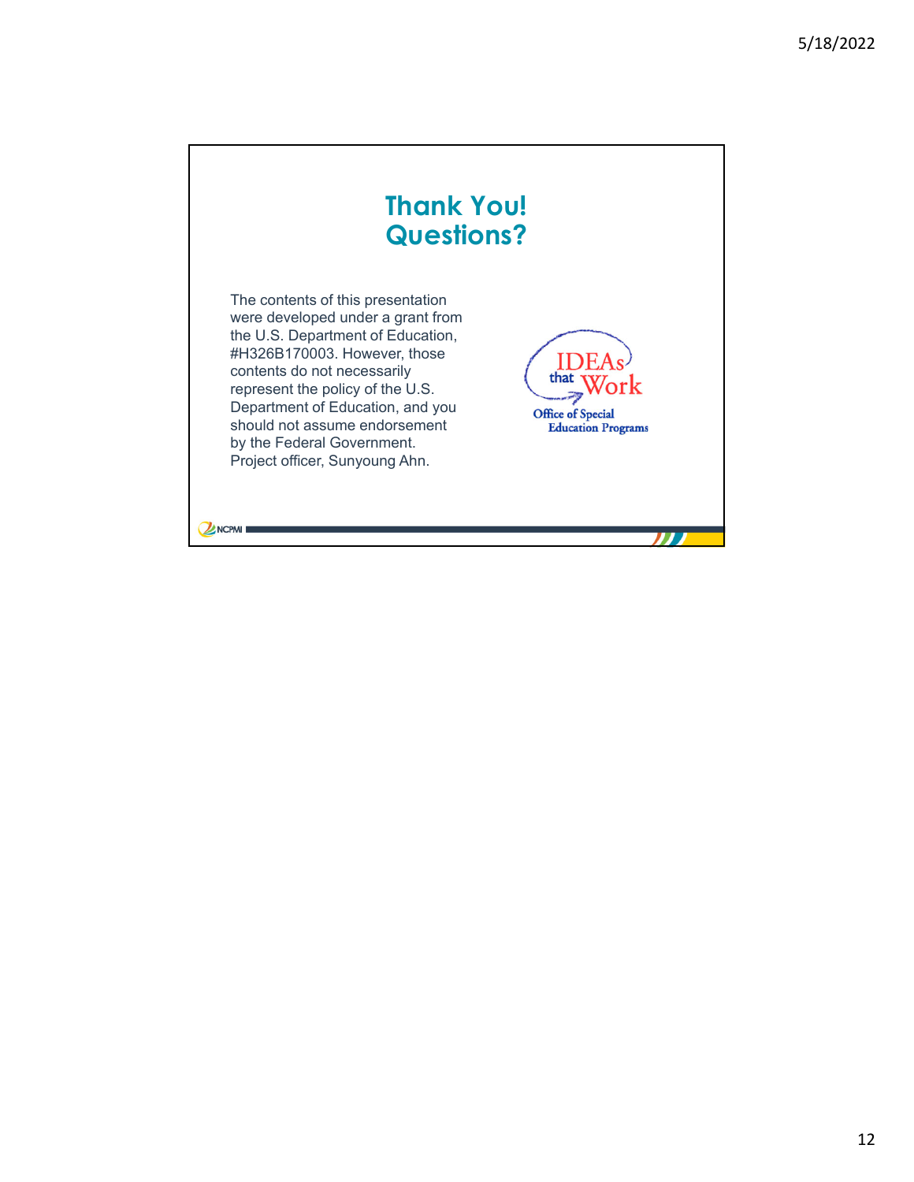# Thank You!
# Questions?

The contents of this presentation were developed under a grant from the U.S. Department of Education, #H326B170003. However, those contents do not necessarily represent the policy of the U.S. Department of Education, and you should not assume endorsement by the Federal Government. Project officer, Sunyoung Ahn.

IDEAs that Work

Office of Special Education Programs

NCPMI